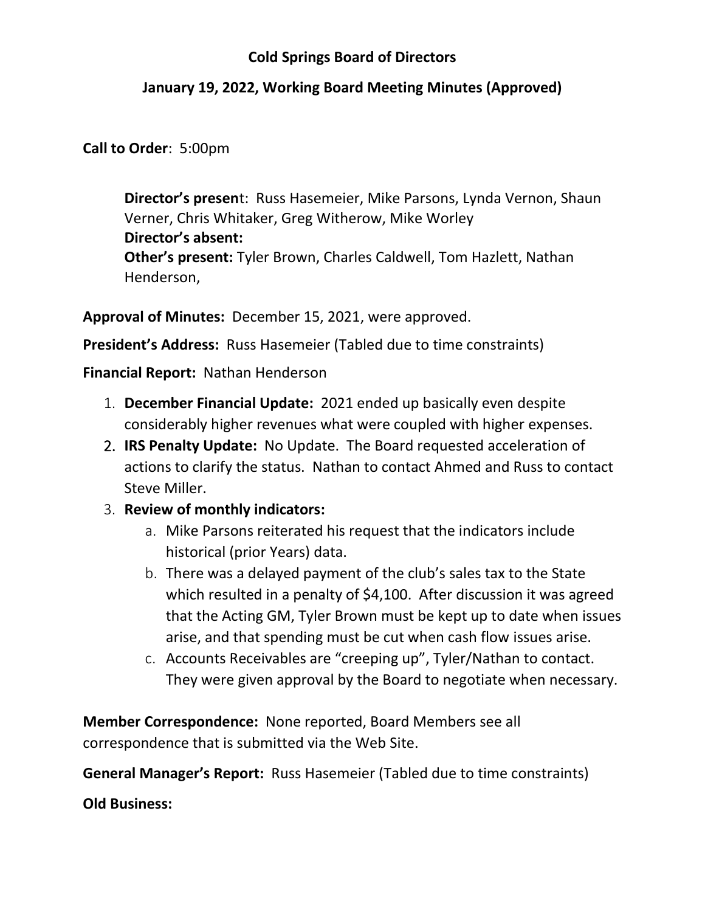# Cold Springs Board of Directors

## January 19, 2022, Working Board Meeting Minutes (Approved)

**Call to Order**: 5:00pm

> **Director's presen**t: Russ Hasemeier, Mike Parsons, Lynda Vernon, Shaun Verner, Chris Whitaker, Greg Witherow, Mike Worley
> **Director's absent:**
> **Other's present:** Tyler Brown, Charles Caldwell, Tom Hazlett, Nathan Henderson,

**Approval of Minutes:** December 15, 2021, were approved.

**President's Address:** Russ Hasemeier (Tabled due to time constraints)

**Financial Report:** Nathan Henderson

1. **December Financial Update:** 2021 ended up basically even despite considerably higher revenues what were coupled with higher expenses.
2. **IRS Penalty Update:** No Update. The Board requested acceleration of actions to clarify the status. Nathan to contact Ahmed and Russ to contact Steve Miller.
3. **Review of monthly indicators:**
   a. Mike Parsons reiterated his request that the indicators include historical (prior Years) data.
   b. There was a delayed payment of the club's sales tax to the State which resulted in a penalty of $4,100. After discussion it was agreed that the Acting GM, Tyler Brown must be kept up to date when issues arise, and that spending must be cut when cash flow issues arise.
   c. Accounts Receivables are "creeping up", Tyler/Nathan to contact. They were given approval by the Board to negotiate when necessary.

**Member Correspondence:** None reported, Board Members see all correspondence that is submitted via the Web Site.

**General Manager's Report:** Russ Hasemeier (Tabled due to time constraints)

**Old Business:**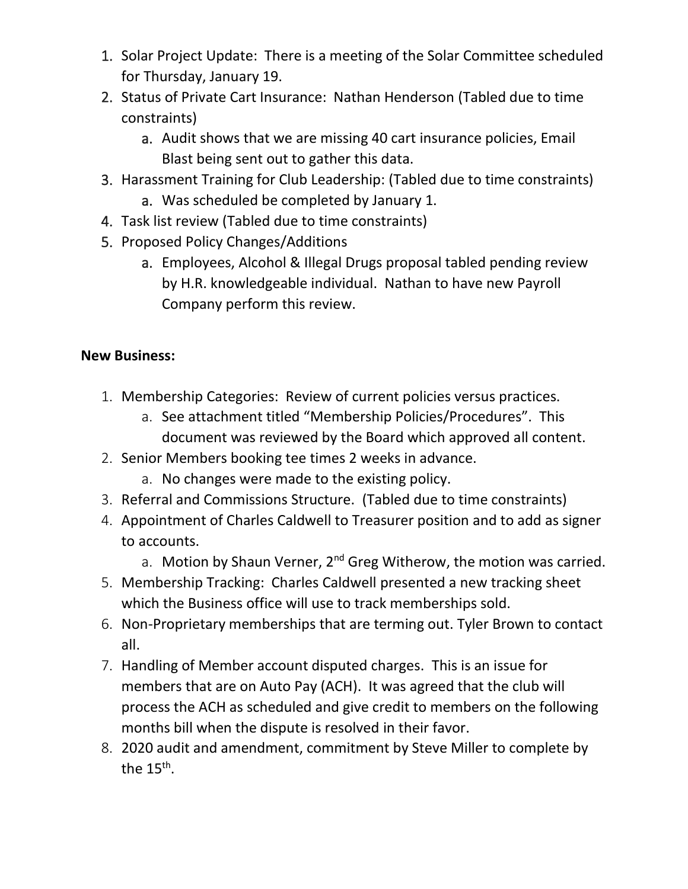1. Solar Project Update: There is a meeting of the Solar Committee scheduled for Thursday, January 19.
2. Status of Private Cart Insurance: Nathan Henderson (Tabled due to time constraints)
   a. Audit shows that we are missing 40 cart insurance policies, Email Blast being sent out to gather this data.
3. Harassment Training for Club Leadership: (Tabled due to time constraints)
   a. Was scheduled be completed by January 1.
4. Task list review (Tabled due to time constraints)
5. Proposed Policy Changes/Additions
   a. Employees, Alcohol & Illegal Drugs proposal tabled pending review by H.R. knowledgeable individual. Nathan to have new Payroll Company perform this review.

**New Business:**

1. Membership Categories: Review of current policies versus practices.
   a. See attachment titled "Membership Policies/Procedures". This document was reviewed by the Board which approved all content.
2. Senior Members booking tee times 2 weeks in advance.
   a. No changes were made to the existing policy.
3. Referral and Commissions Structure. (Tabled due to time constraints)
4. Appointment of Charles Caldwell to Treasurer position and to add as signer to accounts.
   a. Motion by Shaun Verner, 2nd Greg Witherow, the motion was carried.
5. Membership Tracking: Charles Caldwell presented a new tracking sheet which the Business office will use to track memberships sold.
6. Non-Proprietary memberships that are terming out. Tyler Brown to contact all.
7. Handling of Member account disputed charges. This is an issue for members that are on Auto Pay (ACH). It was agreed that the club will process the ACH as scheduled and give credit to members on the following months bill when the dispute is resolved in their favor.
8. 2020 audit and amendment, commitment by Steve Miller to complete by the 15th.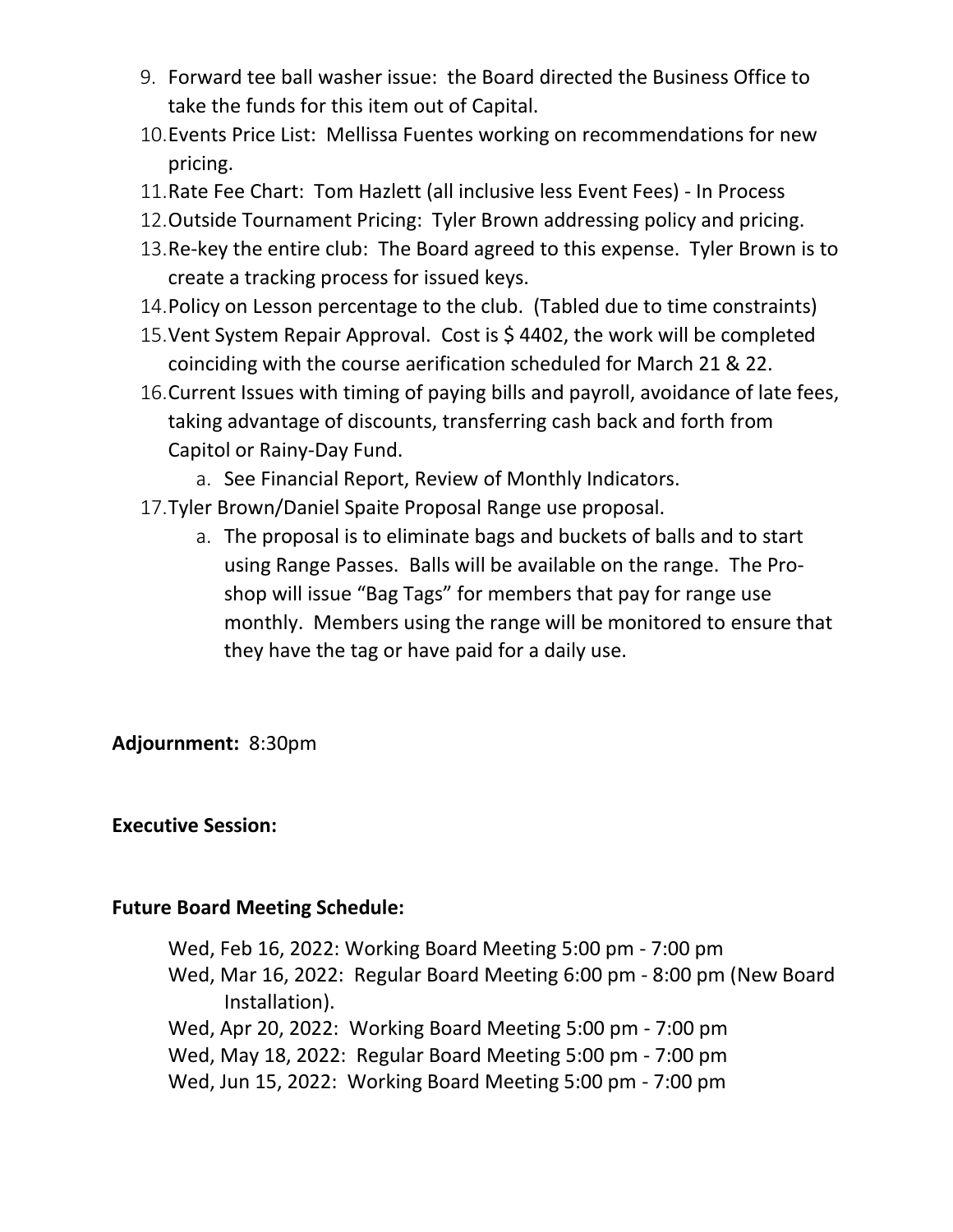9. Forward tee ball washer issue: the Board directed the Business Office to take the funds for this item out of Capital.
10. Events Price List: Mellissa Fuentes working on recommendations for new pricing.
11. Rate Fee Chart: Tom Hazlett (all inclusive less Event Fees) - In Process
12. Outside Tournament Pricing: Tyler Brown addressing policy and pricing.
13. Re-key the entire club: The Board agreed to this expense. Tyler Brown is to create a tracking process for issued keys.
14. Policy on Lesson percentage to the club. (Tabled due to time constraints)
15. Vent System Repair Approval. Cost is $ 4402, the work will be completed coinciding with the course aerification scheduled for March 21 & 22.
16. Current Issues with timing of paying bills and payroll, avoidance of late fees, taking advantage of discounts, transferring cash back and forth from Capitol or Rainy-Day Fund.
    a. See Financial Report, Review of Monthly Indicators.
17. Tyler Brown/Daniel Spaite Proposal Range use proposal.
    a. The proposal is to eliminate bags and buckets of balls and to start using Range Passes. Balls will be available on the range. The Pro-shop will issue "Bag Tags" for members that pay for range use monthly. Members using the range will be monitored to ensure that they have the tag or have paid for a daily use.

**Adjournment:** 8:30pm

**Executive Session:**

**Future Board Meeting Schedule:**

Wed, Feb 16, 2022: Working Board Meeting 5:00 pm - 7:00 pm
Wed, Mar 16, 2022: Regular Board Meeting 6:00 pm - 8:00 pm (New Board Installation).
Wed, Apr 20, 2022: Working Board Meeting 5:00 pm - 7:00 pm
Wed, May 18, 2022: Regular Board Meeting 5:00 pm - 7:00 pm
Wed, Jun 15, 2022: Working Board Meeting 5:00 pm - 7:00 pm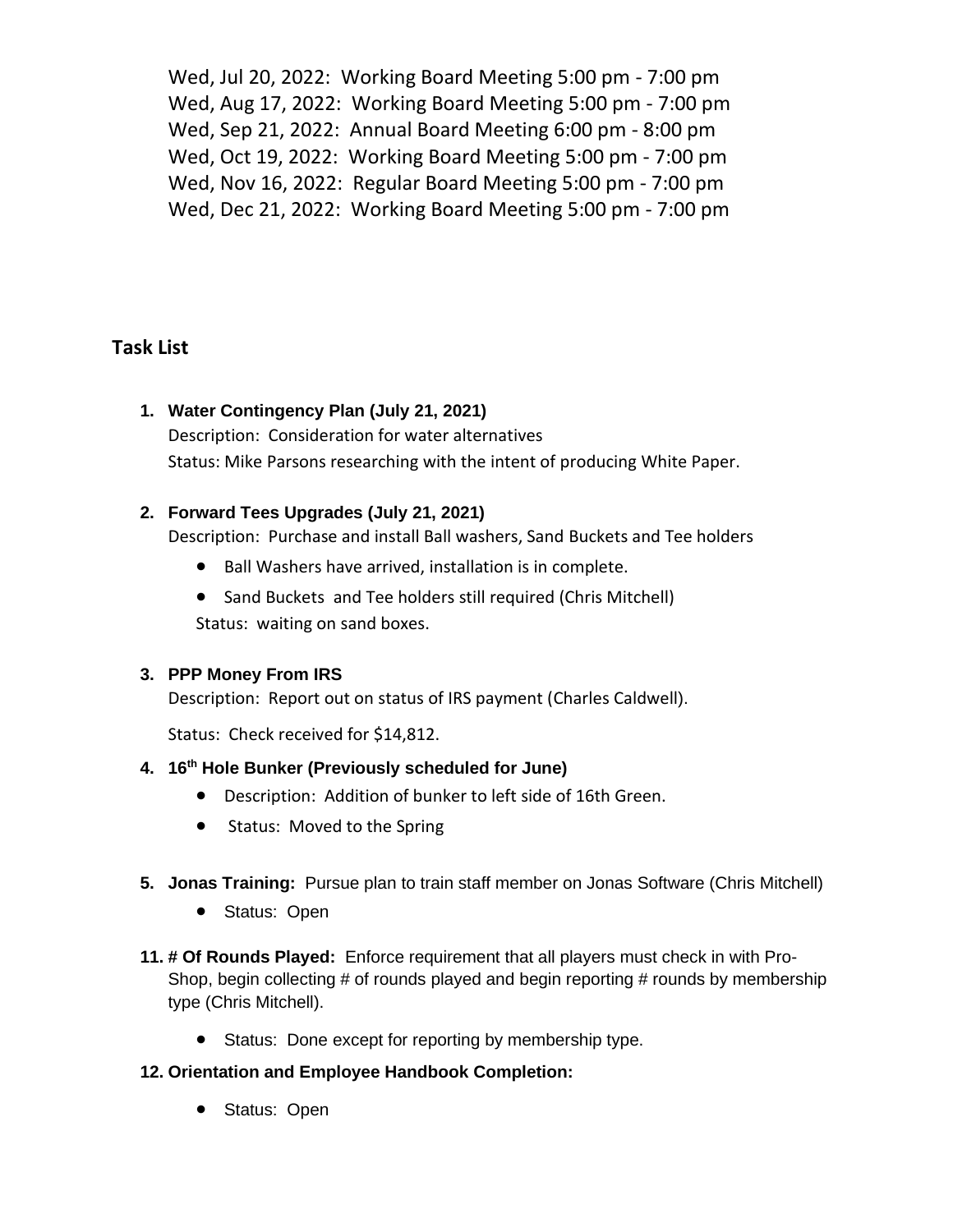Wed, Jul 20, 2022: Working Board Meeting 5:00 pm - 7:00 pm
Wed, Aug 17, 2022: Working Board Meeting 5:00 pm - 7:00 pm
Wed, Sep 21, 2022: Annual Board Meeting 6:00 pm - 8:00 pm
Wed, Oct 19, 2022: Working Board Meeting 5:00 pm - 7:00 pm
Wed, Nov 16, 2022: Regular Board Meeting 5:00 pm - 7:00 pm
Wed, Dec 21, 2022: Working Board Meeting 5:00 pm - 7:00 pm

## Task List

1. **Water Contingency Plan (July 21, 2021)**
   Description: Consideration for water alternatives
   Status: Mike Parsons researching with the intent of producing White Paper.

2. **Forward Tees Upgrades (July 21, 2021)**
   Description: Purchase and install Ball washers, Sand Buckets and Tee holders
   - Ball Washers have arrived, installation is in complete.
   - Sand Buckets and Tee holders still required (Chris Mitchell)

   Status: waiting on sand boxes.

3. **PPP Money From IRS**
   Description: Report out on status of IRS payment (Charles Caldwell).

   Status: Check received for $14,812.

4. **16th Hole Bunker (Previously scheduled for June)**
   - Description: Addition of bunker to left side of 16th Green.
   - Status: Moved to the Spring

5. **Jonas Training:** Pursue plan to train staff member on Jonas Software (Chris Mitchell)
   - Status: Open

11. **# Of Rounds Played:** Enforce requirement that all players must check in with Pro-Shop, begin collecting # of rounds played and begin reporting # rounds by membership type (Chris Mitchell).
    - Status: Done except for reporting by membership type.

12. **Orientation and Employee Handbook Completion:**
    - Status: Open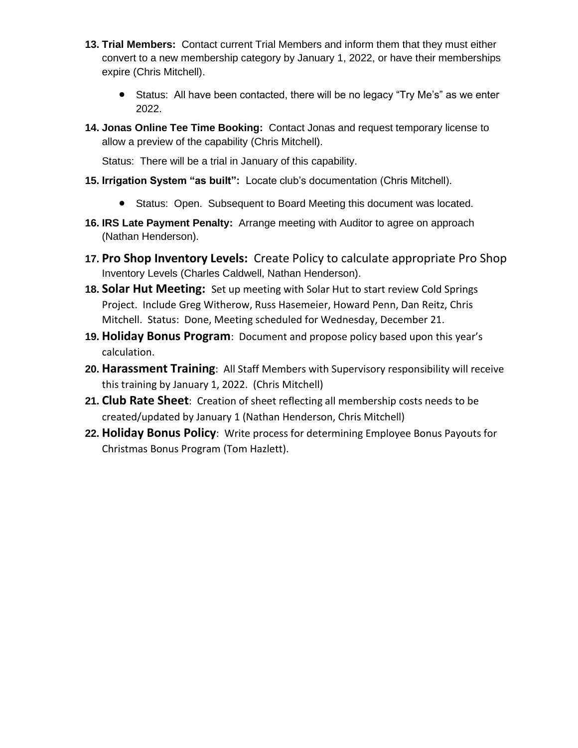13. **Trial Members:** Contact current Trial Members and inform them that they must either convert to a new membership category by January 1, 2022, or have their memberships expire (Chris Mitchell).

    - Status: All have been contacted, there will be no legacy "Try Me's" as we enter 2022.

14. **Jonas Online Tee Time Booking:** Contact Jonas and request temporary license to allow a preview of the capability (Chris Mitchell).

    Status: There will be a trial in January of this capability.

15. **Irrigation System "as built":** Locate club's documentation (Chris Mitchell).

    - Status: Open. Subsequent to Board Meeting this document was located.

16. **IRS Late Payment Penalty:** Arrange meeting with Auditor to agree on approach (Nathan Henderson).
17. **Pro Shop Inventory Levels:** Create Policy to calculate appropriate Pro Shop Inventory Levels (Charles Caldwell, Nathan Henderson).
18. **Solar Hut Meeting:** Set up meeting with Solar Hut to start review Cold Springs Project. Include Greg Witherow, Russ Hasemeier, Howard Penn, Dan Reitz, Chris Mitchell. Status: Done, Meeting scheduled for Wednesday, December 21.
19. **Holiday Bonus Program**: Document and propose policy based upon this year's calculation.
20. **Harassment Training**: All Staff Members with Supervisory responsibility will receive this training by January 1, 2022. (Chris Mitchell)
21. **Club Rate Sheet**: Creation of sheet reflecting all membership costs needs to be created/updated by January 1 (Nathan Henderson, Chris Mitchell)
22. **Holiday Bonus Policy**: Write process for determining Employee Bonus Payouts for Christmas Bonus Program (Tom Hazlett).